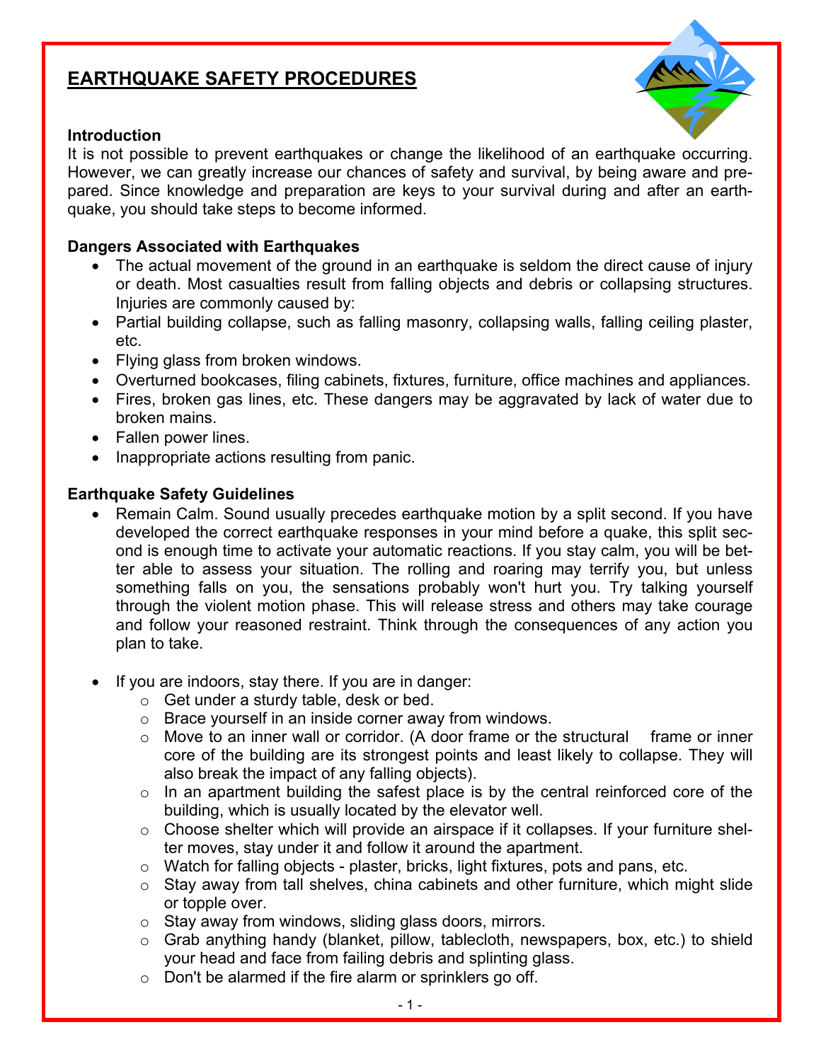# EARTHQUAKE SAFETY PROCEDURES

### Introduction

It is not possible to prevent earthquakes or change the likelihood of an earthquake occurring. However, we can greatly increase our chances of safety and survival, by being aware and prepared. Since knowledge and preparation are keys to your survival during and after an earthquake, you should take steps to become informed.

### Dangers Associated with Earthquakes

- The actual movement of the ground in an earthquake is seldom the direct cause of injury or death. Most casualties result from falling objects and debris or collapsing structures. Injuries are commonly caused by:
- Partial building collapse, such as falling masonry, collapsing walls, falling ceiling plaster, etc.
- Flying glass from broken windows.
- Overturned bookcases, filing cabinets, fixtures, furniture, office machines and appliances.
- Fires, broken gas lines, etc. These dangers may be aggravated by lack of water due to broken mains.
- Fallen power lines.
- Inappropriate actions resulting from panic.

### Earthquake Safety Guidelines

- Remain Calm. Sound usually precedes earthquake motion by a split second. If you have developed the correct earthquake responses in your mind before a quake, this split second is enough time to activate your automatic reactions. If you stay calm, you will be better able to assess your situation. The rolling and roaring may terrify you, but unless something falls on you, the sensations probably won't hurt you. Try talking yourself through the violent motion phase. This will release stress and others may take courage and follow your reasoned restraint. Think through the consequences of any action you plan to take.

- If you are indoors, stay there. If you are in danger:
  - Get under a sturdy table, desk or bed.
  - Brace yourself in an inside corner away from windows.
  - Move to an inner wall or corridor. (A door frame or the structural frame or inner core of the building are its strongest points and least likely to collapse. They will also break the impact of any falling objects).
  - In an apartment building the safest place is by the central reinforced core of the building, which is usually located by the elevator well.
  - Choose shelter which will provide an airspace if it collapses. If your furniture shelter moves, stay under it and follow it around the apartment.
  - Watch for falling objects - plaster, bricks, light fixtures, pots and pans, etc.
  - Stay away from tall shelves, china cabinets and other furniture, which might slide or topple over.
  - Stay away from windows, sliding glass doors, mirrors.
  - Grab anything handy (blanket, pillow, tablecloth, newspapers, box, etc.) to shield your head and face from failing debris and splinting glass.
  - Don't be alarmed if the fire alarm or sprinklers go off.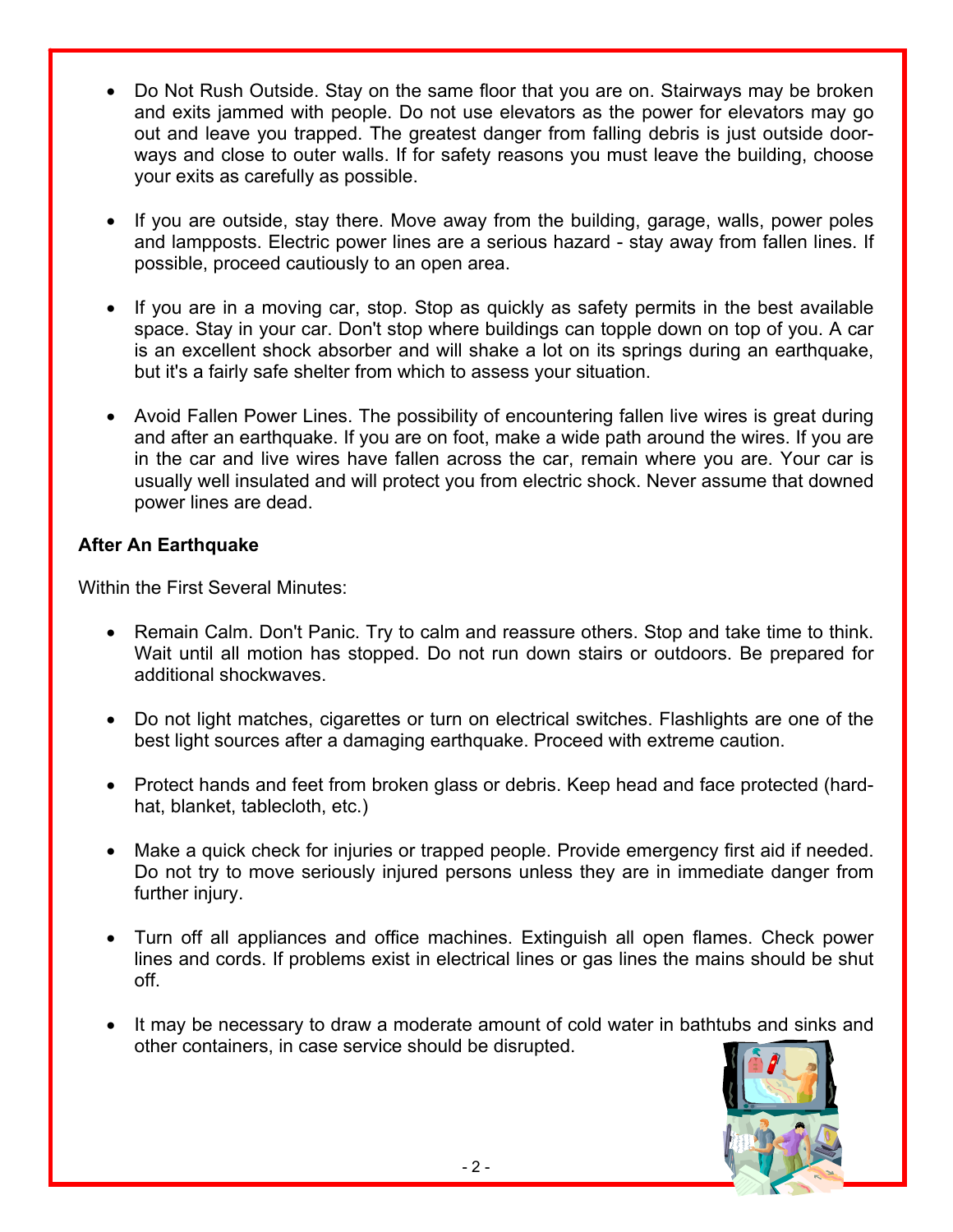- Do Not Rush Outside. Stay on the same floor that you are on. Stairways may be broken and exits jammed with people. Do not use elevators as the power for elevators may go out and leave you trapped. The greatest danger from falling debris is just outside doorways and close to outer walls. If for safety reasons you must leave the building, choose your exits as carefully as possible.

- If you are outside, stay there. Move away from the building, garage, walls, power poles and lampposts. Electric power lines are a serious hazard - stay away from fallen lines. If possible, proceed cautiously to an open area.

- If you are in a moving car, stop. Stop as quickly as safety permits in the best available space. Stay in your car. Don't stop where buildings can topple down on top of you. A car is an excellent shock absorber and will shake a lot on its springs during an earthquake, but it's a fairly safe shelter from which to assess your situation.

- Avoid Fallen Power Lines. The possibility of encountering fallen live wires is great during and after an earthquake. If you are on foot, make a wide path around the wires. If you are in the car and live wires have fallen across the car, remain where you are. Your car is usually well insulated and will protect you from electric shock. Never assume that downed power lines are dead.

**After An Earthquake**

Within the First Several Minutes:

- Remain Calm. Don't Panic. Try to calm and reassure others. Stop and take time to think. Wait until all motion has stopped. Do not run down stairs or outdoors. Be prepared for additional shockwaves.

- Do not light matches, cigarettes or turn on electrical switches. Flashlights are one of the best light sources after a damaging earthquake. Proceed with extreme caution.

- Protect hands and feet from broken glass or debris. Keep head and face protected (hardhat, blanket, tablecloth, etc.)

- Make a quick check for injuries or trapped people. Provide emergency first aid if needed. Do not try to move seriously injured persons unless they are in immediate danger from further injury.

- Turn off all appliances and office machines. Extinguish all open flames. Check power lines and cords. If problems exist in electrical lines or gas lines the mains should be shut off.

- It may be necessary to draw a moderate amount of cold water in bathtubs and sinks and other containers, in case service should be disrupted.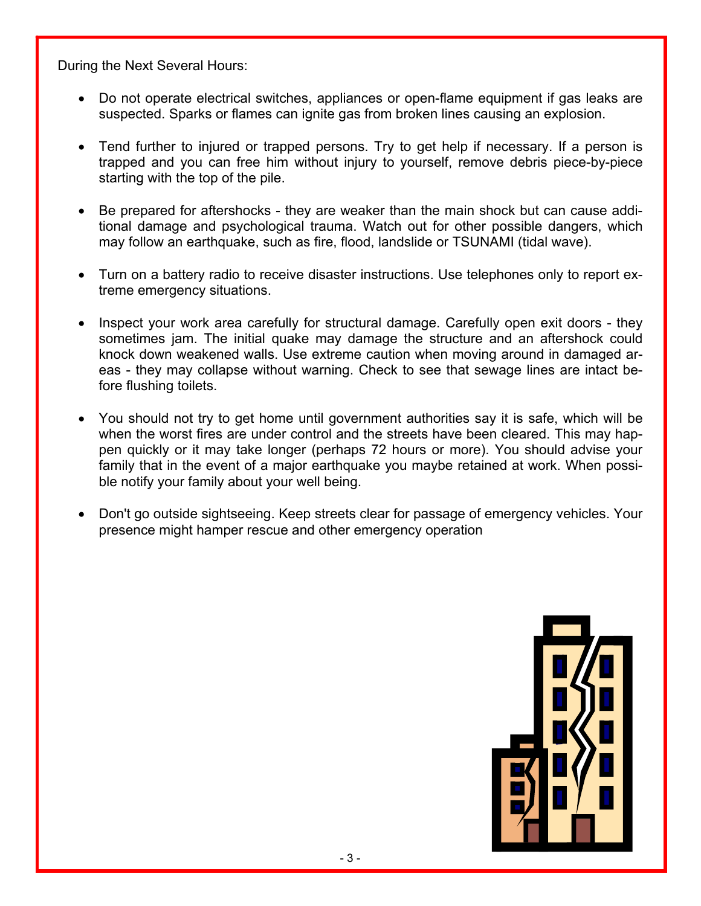During the Next Several Hours:

- Do not operate electrical switches, appliances or open-flame equipment if gas leaks are suspected. Sparks or flames can ignite gas from broken lines causing an explosion.

- Tend further to injured or trapped persons. Try to get help if necessary. If a person is trapped and you can free him without injury to yourself, remove debris piece-by-piece starting with the top of the pile.

- Be prepared for aftershocks - they are weaker than the main shock but can cause additional damage and psychological trauma. Watch out for other possible dangers, which may follow an earthquake, such as fire, flood, landslide or TSUNAMI (tidal wave).

- Turn on a battery radio to receive disaster instructions. Use telephones only to report extreme emergency situations.

- Inspect your work area carefully for structural damage. Carefully open exit doors - they sometimes jam. The initial quake may damage the structure and an aftershock could knock down weakened walls. Use extreme caution when moving around in damaged areas - they may collapse without warning. Check to see that sewage lines are intact before flushing toilets.

- You should not try to get home until government authorities say it is safe, which will be when the worst fires are under control and the streets have been cleared. This may happen quickly or it may take longer (perhaps 72 hours or more). You should advise your family that in the event of a major earthquake you maybe retained at work. When possible notify your family about your well being.

- Don't go outside sightseeing. Keep streets clear for passage of emergency vehicles. Your presence might hamper rescue and other emergency operation